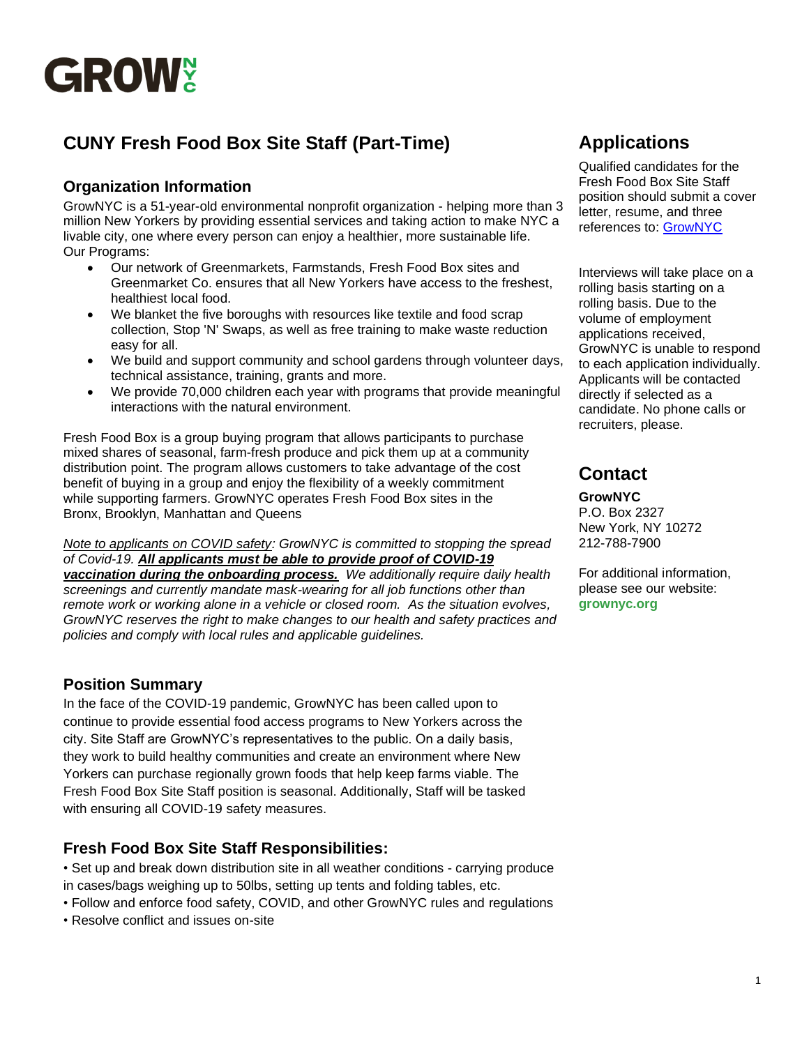# GROWNYC

## CUNY Fresh Food Box Site Staff (Part-Time)

### Organization Information

GrowNYC is a 51-year-old environmental nonprofit organization - helping more than 3 million New Yorkers by providing essential services and taking action to make NYC a livable city, one where every person can enjoy a healthier, more sustainable life.
Our Programs:

- Our network of Greenmarkets, Farmstands, Fresh Food Box sites and Greenmarket Co. ensures that all New Yorkers have access to the freshest, healthiest local food.
- We blanket the five boroughs with resources like textile and food scrap collection, Stop 'N' Swaps, as well as free training to make waste reduction easy for all.
- We build and support community and school gardens through volunteer days, technical assistance, training, grants and more.
- We provide 70,000 children each year with programs that provide meaningful interactions with the natural environment.

Fresh Food Box is a group buying program that allows participants to purchase mixed shares of seasonal, farm-fresh produce and pick them up at a community distribution point. The program allows customers to take advantage of the cost benefit of buying in a group and enjoy the flexibility of a weekly commitment while supporting farmers. GrowNYC operates Fresh Food Box sites in the Bronx, Brooklyn, Manhattan and Queens

*Note to applicants on COVID safety: GrowNYC is committed to stopping the spread of Covid-19.* ***All applicants must be able to provide proof of COVID-19 vaccination during the onboarding process.*** *We additionally require daily health screenings and currently mandate mask-wearing for all job functions other than remote work or working alone in a vehicle or closed room. As the situation evolves, GrowNYC reserves the right to make changes to our health and safety practices and policies and comply with local rules and applicable guidelines.*

### Position Summary

In the face of the COVID-19 pandemic, GrowNYC has been called upon to continue to provide essential food access programs to New Yorkers across the city. Site Staff are GrowNYC's representatives to the public. On a daily basis, they work to build healthy communities and create an environment where New Yorkers can purchase regionally grown foods that help keep farms viable. The Fresh Food Box Site Staff position is seasonal. Additionally, Staff will be tasked with ensuring all COVID-19 safety measures.

### Fresh Food Box Site Staff Responsibilities:

- Set up and break down distribution site in all weather conditions - carrying produce in cases/bags weighing up to 50lbs, setting up tents and folding tables, etc.
- Follow and enforce food safety, COVID, and other GrowNYC rules and regulations
- Resolve conflict and issues on-site

## Applications

Qualified candidates for the Fresh Food Box Site Staff position should submit a cover letter, resume, and three references to: [GrowNYC]

Interviews will take place on a rolling basis starting on a rolling basis. Due to the volume of employment applications received, GrowNYC is unable to respond to each application individually. Applicants will be contacted directly if selected as a candidate. No phone calls or recruiters, please.

## Contact

**GrowNYC**
P.O. Box 2327
New York, NY 10272
212-788-7900

For additional information, please see our website: **grownyc.org**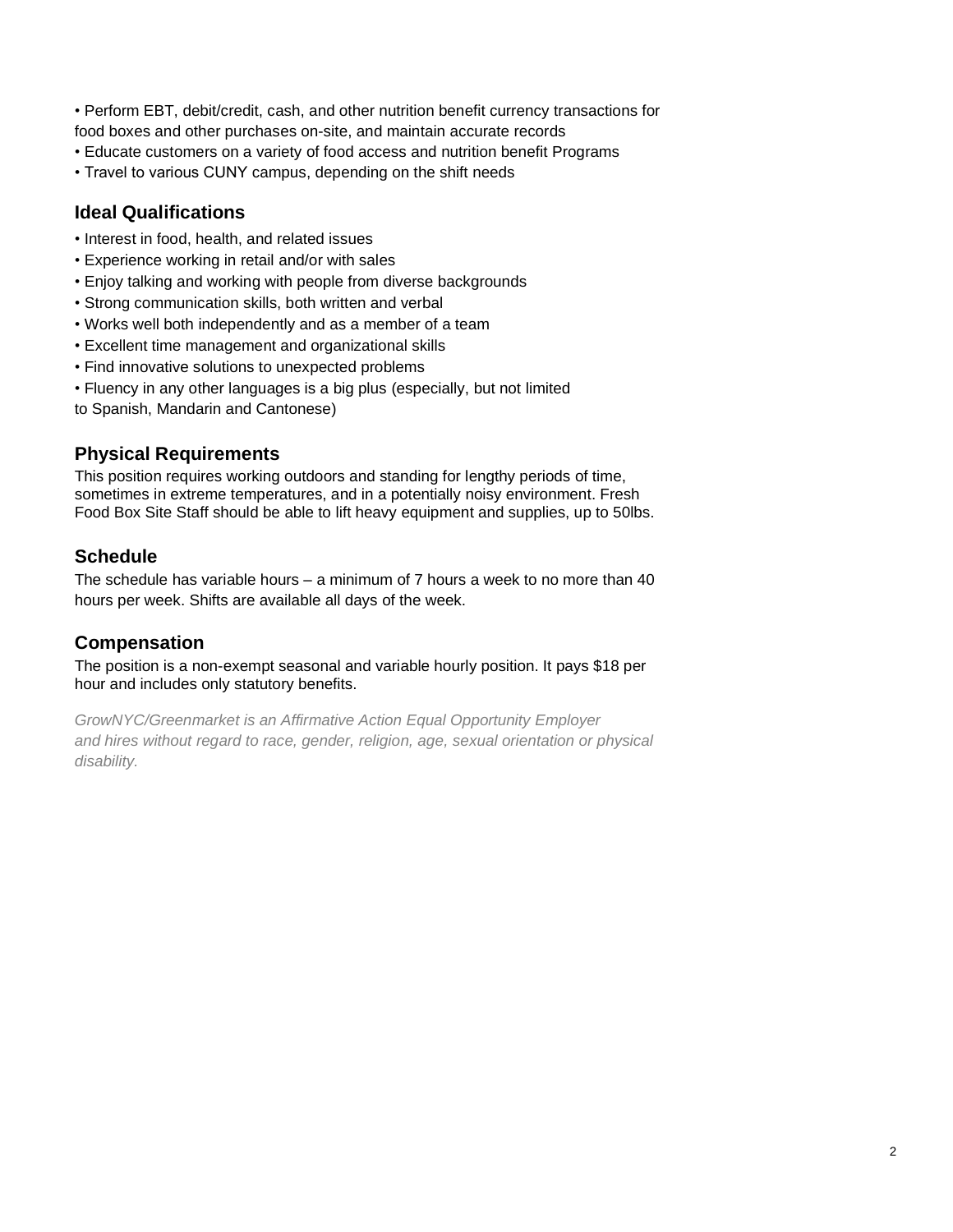- Perform EBT, debit/credit, cash, and other nutrition benefit currency transactions for food boxes and other purchases on-site, and maintain accurate records
- Educate customers on a variety of food access and nutrition benefit Programs
- Travel to various CUNY campus, depending on the shift needs

## Ideal Qualifications

- Interest in food, health, and related issues
- Experience working in retail and/or with sales
- Enjoy talking and working with people from diverse backgrounds
- Strong communication skills, both written and verbal
- Works well both independently and as a member of a team
- Excellent time management and organizational skills
- Find innovative solutions to unexpected problems
- Fluency in any other languages is a big plus (especially, but not limited to Spanish, Mandarin and Cantonese)

## Physical Requirements

This position requires working outdoors and standing for lengthy periods of time, sometimes in extreme temperatures, and in a potentially noisy environment. Fresh Food Box Site Staff should be able to lift heavy equipment and supplies, up to 50lbs.

## Schedule

The schedule has variable hours – a minimum of 7 hours a week to no more than 40 hours per week. Shifts are available all days of the week.

## Compensation

The position is a non-exempt seasonal and variable hourly position. It pays $18 per hour and includes only statutory benefits.

*GrowNYC/Greenmarket is an Affirmative Action Equal Opportunity Employer and hires without regard to race, gender, religion, age, sexual orientation or physical disability.*